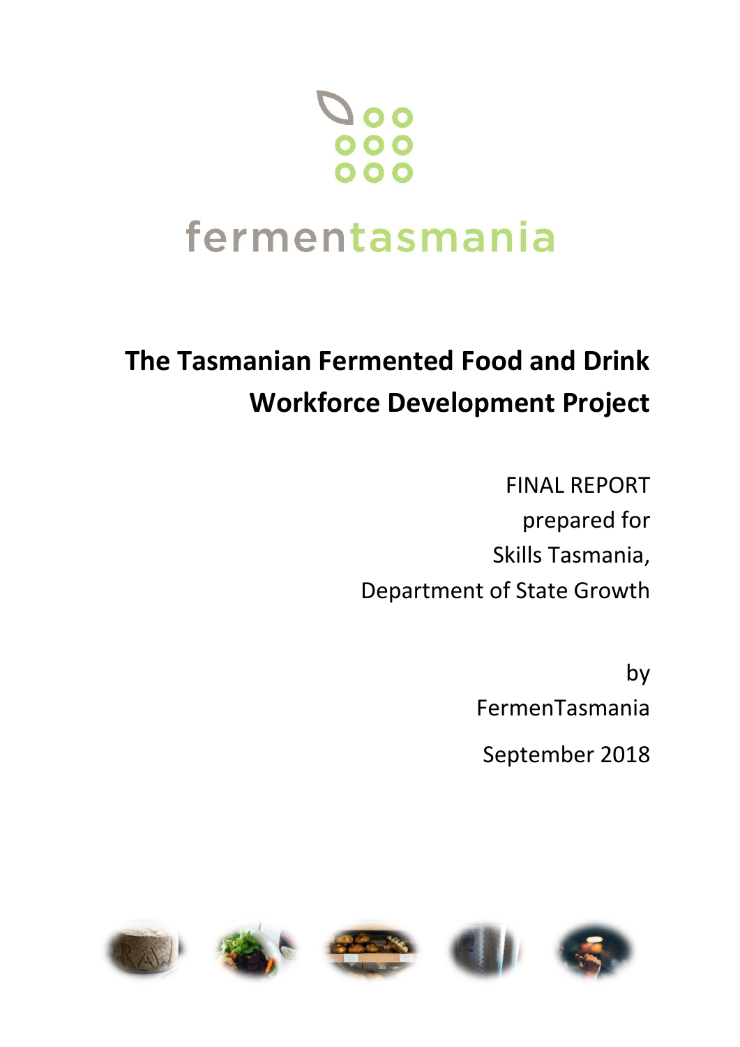fermentasmania

# The Tasmanian Fermented Food and Drink Workforce Development Project

FINAL REPORT
prepared for
Skills Tasmania,
Department of State Growth

by
FermenTasmania

September 2018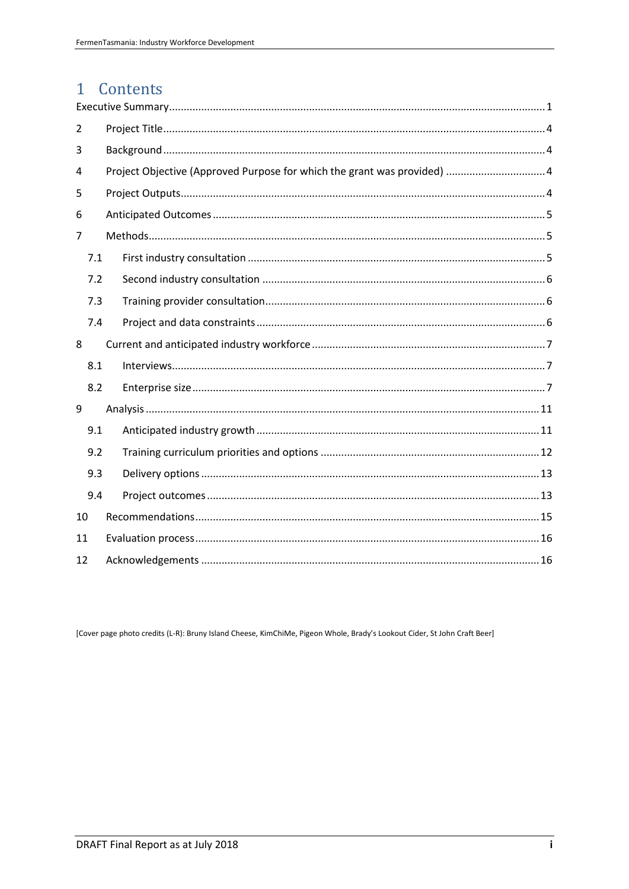# 1 Contents

Executive Summary........................................................................................................................1

2 Project Title........................................................................................................................4

3 Background........................................................................................................................4

4 Project Objective (Approved Purpose for which the grant was provided) ..................................4

5 Project Outputs........................................................................................................................4

6 Anticipated Outcomes........................................................................................................................5

7 Methods........................................................................................................................5

7.1 First industry consultation........................................................................................................................5

7.2 Second industry consultation........................................................................................................................6

7.3 Training provider consultation........................................................................................................................6

7.4 Project and data constraints........................................................................................................................6

8 Current and anticipated industry workforce........................................................................................................................7

8.1 Interviews........................................................................................................................7

8.2 Enterprise size........................................................................................................................7

9 Analysis........................................................................................................................11

9.1 Anticipated industry growth........................................................................................................................11

9.2 Training curriculum priorities and options........................................................................................................................12

9.3 Delivery options........................................................................................................................13

9.4 Project outcomes........................................................................................................................13

10 Recommendations........................................................................................................................15

11 Evaluation process........................................................................................................................16

12 Acknowledgements........................................................................................................................16

[Cover page photo credits (L-R): Bruny Island Cheese, KimChiMe, Pigeon Whole, Brady's Lookout Cider, St John Craft Beer]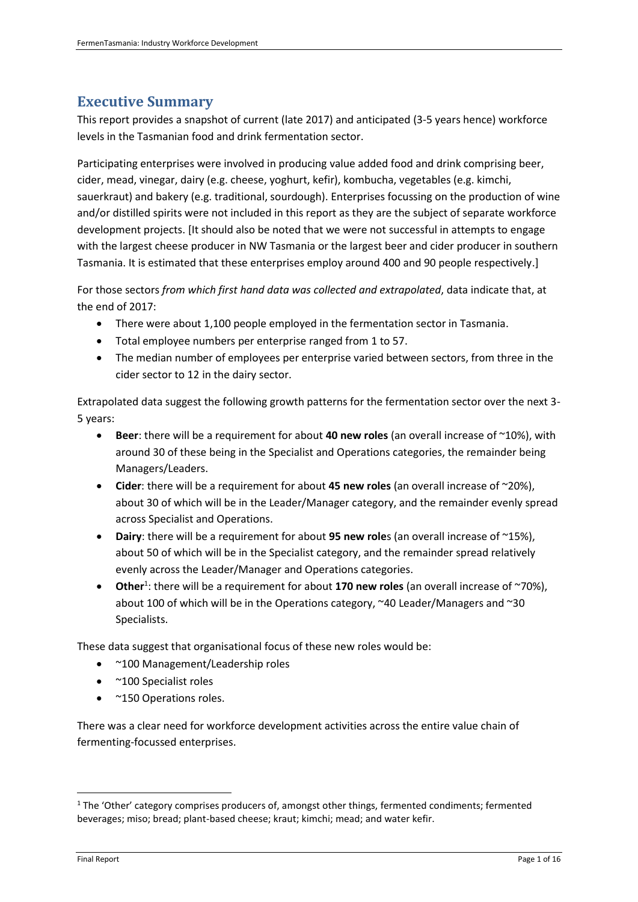## Executive Summary

This report provides a snapshot of current (late 2017) and anticipated (3-5 years hence) workforce levels in the Tasmanian food and drink fermentation sector.

Participating enterprises were involved in producing value added food and drink comprising beer, cider, mead, vinegar, dairy (e.g. cheese, yoghurt, kefir), kombucha, vegetables (e.g. kimchi, sauerkraut) and bakery (e.g. traditional, sourdough). Enterprises focussing on the production of wine and/or distilled spirits were not included in this report as they are the subject of separate workforce development projects. [It should also be noted that we were not successful in attempts to engage with the largest cheese producer in NW Tasmania or the largest beer and cider producer in southern Tasmania. It is estimated that these enterprises employ around 400 and 90 people respectively.]

For those sectors *from which first hand data was collected and extrapolated*, data indicate that, at the end of 2017:

- There were about 1,100 people employed in the fermentation sector in Tasmania.
- Total employee numbers per enterprise ranged from 1 to 57.
- The median number of employees per enterprise varied between sectors, from three in the cider sector to 12 in the dairy sector.

Extrapolated data suggest the following growth patterns for the fermentation sector over the next 3-5 years:

- **Beer**: there will be a requirement for about **40 new roles** (an overall increase of ~10%), with around 30 of these being in the Specialist and Operations categories, the remainder being Managers/Leaders.
- **Cider**: there will be a requirement for about **45 new roles** (an overall increase of ~20%), about 30 of which will be in the Leader/Manager category, and the remainder evenly spread across Specialist and Operations.
- **Dairy**: there will be a requirement for about **95 new role**s (an overall increase of ~15%), about 50 of which will be in the Specialist category, and the remainder spread relatively evenly across the Leader/Manager and Operations categories.
- **Other**[1]: there will be a requirement for about **170 new roles** (an overall increase of ~70%), about 100 of which will be in the Operations category, ~40 Leader/Managers and ~30 Specialists.

These data suggest that organisational focus of these new roles would be:

- ~100 Management/Leadership roles
- ~100 Specialist roles
- ~150 Operations roles.

There was a clear need for workforce development activities across the entire value chain of fermenting-focussed enterprises.

---

[1] The 'Other' category comprises producers of, amongst other things, fermented condiments; fermented beverages; miso; bread; plant-based cheese; kraut; kimchi; mead; and water kefir.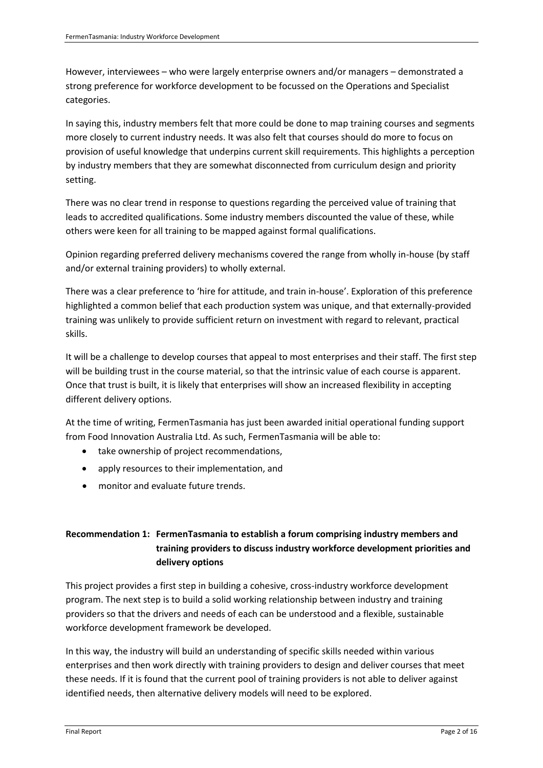However, interviewees – who were largely enterprise owners and/or managers – demonstrated a strong preference for workforce development to be focussed on the Operations and Specialist categories.

In saying this, industry members felt that more could be done to map training courses and segments more closely to current industry needs. It was also felt that courses should do more to focus on provision of useful knowledge that underpins current skill requirements. This highlights a perception by industry members that they are somewhat disconnected from curriculum design and priority setting.

There was no clear trend in response to questions regarding the perceived value of training that leads to accredited qualifications. Some industry members discounted the value of these, while others were keen for all training to be mapped against formal qualifications.

Opinion regarding preferred delivery mechanisms covered the range from wholly in-house (by staff and/or external training providers) to wholly external.

There was a clear preference to 'hire for attitude, and train in-house'. Exploration of this preference highlighted a common belief that each production system was unique, and that externally-provided training was unlikely to provide sufficient return on investment with regard to relevant, practical skills.

It will be a challenge to develop courses that appeal to most enterprises and their staff. The first step will be building trust in the course material, so that the intrinsic value of each course is apparent. Once that trust is built, it is likely that enterprises will show an increased flexibility in accepting different delivery options.

At the time of writing, FermenTasmania has just been awarded initial operational funding support from Food Innovation Australia Ltd. As such, FermenTasmania will be able to:

- take ownership of project recommendations,
- apply resources to their implementation, and
- monitor and evaluate future trends.

**Recommendation 1: FermenTasmania to establish a forum comprising industry members and training providers to discuss industry workforce development priorities and delivery options**

This project provides a first step in building a cohesive, cross-industry workforce development program. The next step is to build a solid working relationship between industry and training providers so that the drivers and needs of each can be understood and a flexible, sustainable workforce development framework be developed.

In this way, the industry will build an understanding of specific skills needed within various enterprises and then work directly with training providers to design and deliver courses that meet these needs. If it is found that the current pool of training providers is not able to deliver against identified needs, then alternative delivery models will need to be explored.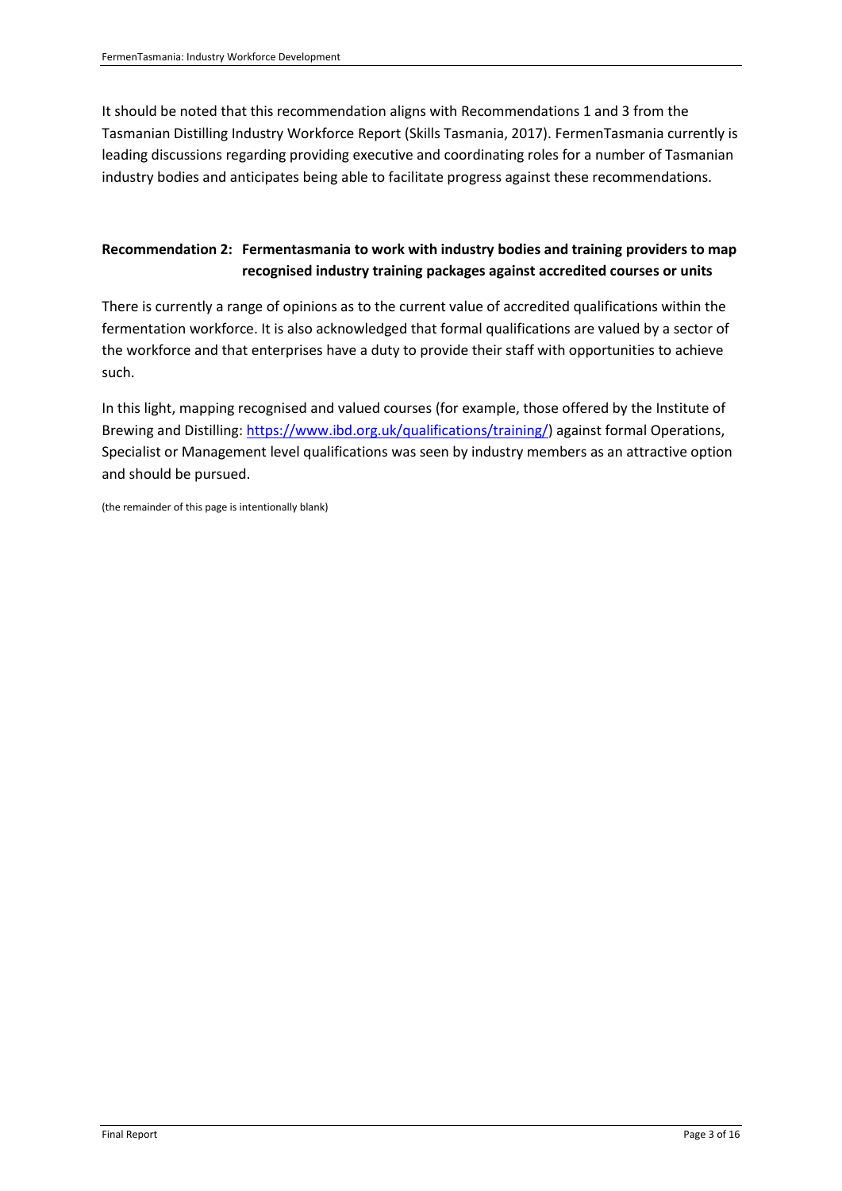It should be noted that this recommendation aligns with Recommendations 1 and 3 from the Tasmanian Distilling Industry Workforce Report (Skills Tasmania, 2017). FermenTasmania currently is leading discussions regarding providing executive and coordinating roles for a number of Tasmanian industry bodies and anticipates being able to facilitate progress against these recommendations.

### Recommendation 2: Fermentasmania to work with industry bodies and training providers to map recognised industry training packages against accredited courses or units

There is currently a range of opinions as to the current value of accredited qualifications within the fermentation workforce. It is also acknowledged that formal qualifications are valued by a sector of the workforce and that enterprises have a duty to provide their staff with opportunities to achieve such.

In this light, mapping recognised and valued courses (for example, those offered by the Institute of Brewing and Distilling: https://www.ibd.org.uk/qualifications/training/) against formal Operations, Specialist or Management level qualifications was seen by industry members as an attractive option and should be pursued.

(the remainder of this page is intentionally blank)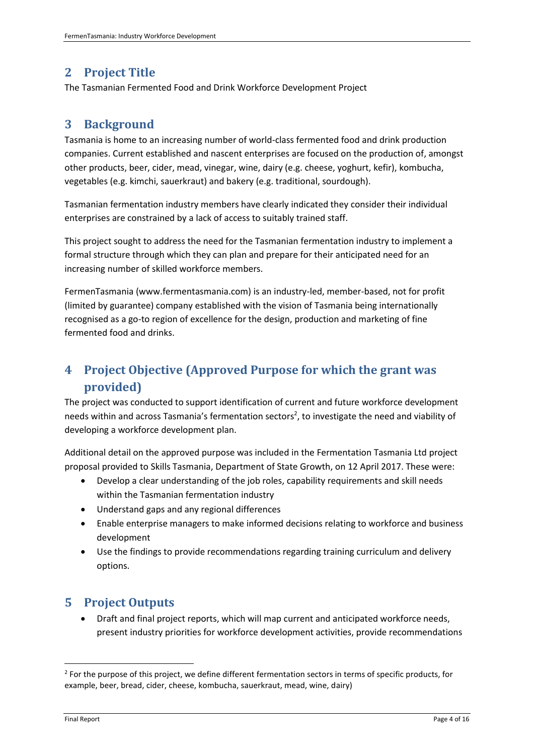## 2 Project Title

The Tasmanian Fermented Food and Drink Workforce Development Project

## 3 Background

Tasmania is home to an increasing number of world-class fermented food and drink production companies. Current established and nascent enterprises are focused on the production of, amongst other products, beer, cider, mead, vinegar, wine, dairy (e.g. cheese, yoghurt, kefir), kombucha, vegetables (e.g. kimchi, sauerkraut) and bakery (e.g. traditional, sourdough).

Tasmanian fermentation industry members have clearly indicated they consider their individual enterprises are constrained by a lack of access to suitably trained staff.

This project sought to address the need for the Tasmanian fermentation industry to implement a formal structure through which they can plan and prepare for their anticipated need for an increasing number of skilled workforce members.

FermenTasmania (www.fermentasmania.com) is an industry-led, member-based, not for profit (limited by guarantee) company established with the vision of Tasmania being internationally recognised as a go-to region of excellence for the design, production and marketing of fine fermented food and drinks.

## 4 Project Objective (Approved Purpose for which the grant was provided)

The project was conducted to support identification of current and future workforce development needs within and across Tasmania's fermentation sectors[2], to investigate the need and viability of developing a workforce development plan.

Additional detail on the approved purpose was included in the Fermentation Tasmania Ltd project proposal provided to Skills Tasmania, Department of State Growth, on 12 April 2017. These were:

- Develop a clear understanding of the job roles, capability requirements and skill needs within the Tasmanian fermentation industry
- Understand gaps and any regional differences
- Enable enterprise managers to make informed decisions relating to workforce and business development
- Use the findings to provide recommendations regarding training curriculum and delivery options.

## 5 Project Outputs

- Draft and final project reports, which will map current and anticipated workforce needs, present industry priorities for workforce development activities, provide recommendations

[2] For the purpose of this project, we define different fermentation sectors in terms of specific products, for example, beer, bread, cider, cheese, kombucha, sauerkraut, mead, wine, dairy)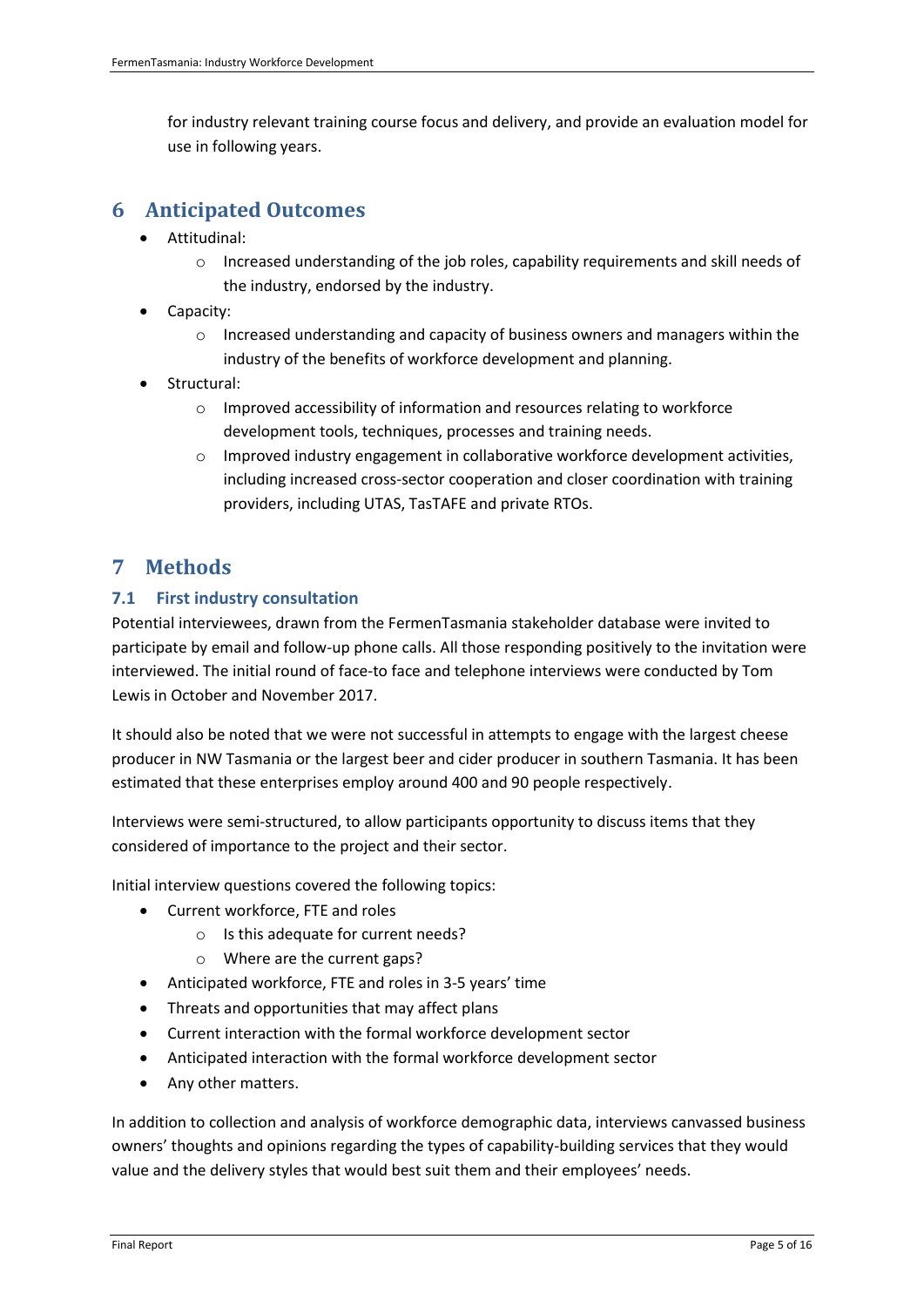for industry relevant training course focus and delivery, and provide an evaluation model for use in following years.

# 6 Anticipated Outcomes

- Attitudinal:
  - Increased understanding of the job roles, capability requirements and skill needs of the industry, endorsed by the industry.
- Capacity:
  - Increased understanding and capacity of business owners and managers within the industry of the benefits of workforce development and planning.
- Structural:
  - Improved accessibility of information and resources relating to workforce development tools, techniques, processes and training needs.
  - Improved industry engagement in collaborative workforce development activities, including increased cross-sector cooperation and closer coordination with training providers, including UTAS, TasTAFE and private RTOs.

# 7 Methods

## 7.1 First industry consultation

Potential interviewees, drawn from the FermenTasmania stakeholder database were invited to participate by email and follow-up phone calls. All those responding positively to the invitation were interviewed. The initial round of face-to face and telephone interviews were conducted by Tom Lewis in October and November 2017.

It should also be noted that we were not successful in attempts to engage with the largest cheese producer in NW Tasmania or the largest beer and cider producer in southern Tasmania. It has been estimated that these enterprises employ around 400 and 90 people respectively.

Interviews were semi-structured, to allow participants opportunity to discuss items that they considered of importance to the project and their sector.

Initial interview questions covered the following topics:

- Current workforce, FTE and roles
  - Is this adequate for current needs?
  - Where are the current gaps?
- Anticipated workforce, FTE and roles in 3-5 years' time
- Threats and opportunities that may affect plans
- Current interaction with the formal workforce development sector
- Anticipated interaction with the formal workforce development sector
- Any other matters.

In addition to collection and analysis of workforce demographic data, interviews canvassed business owners' thoughts and opinions regarding the types of capability-building services that they would value and the delivery styles that would best suit them and their employees' needs.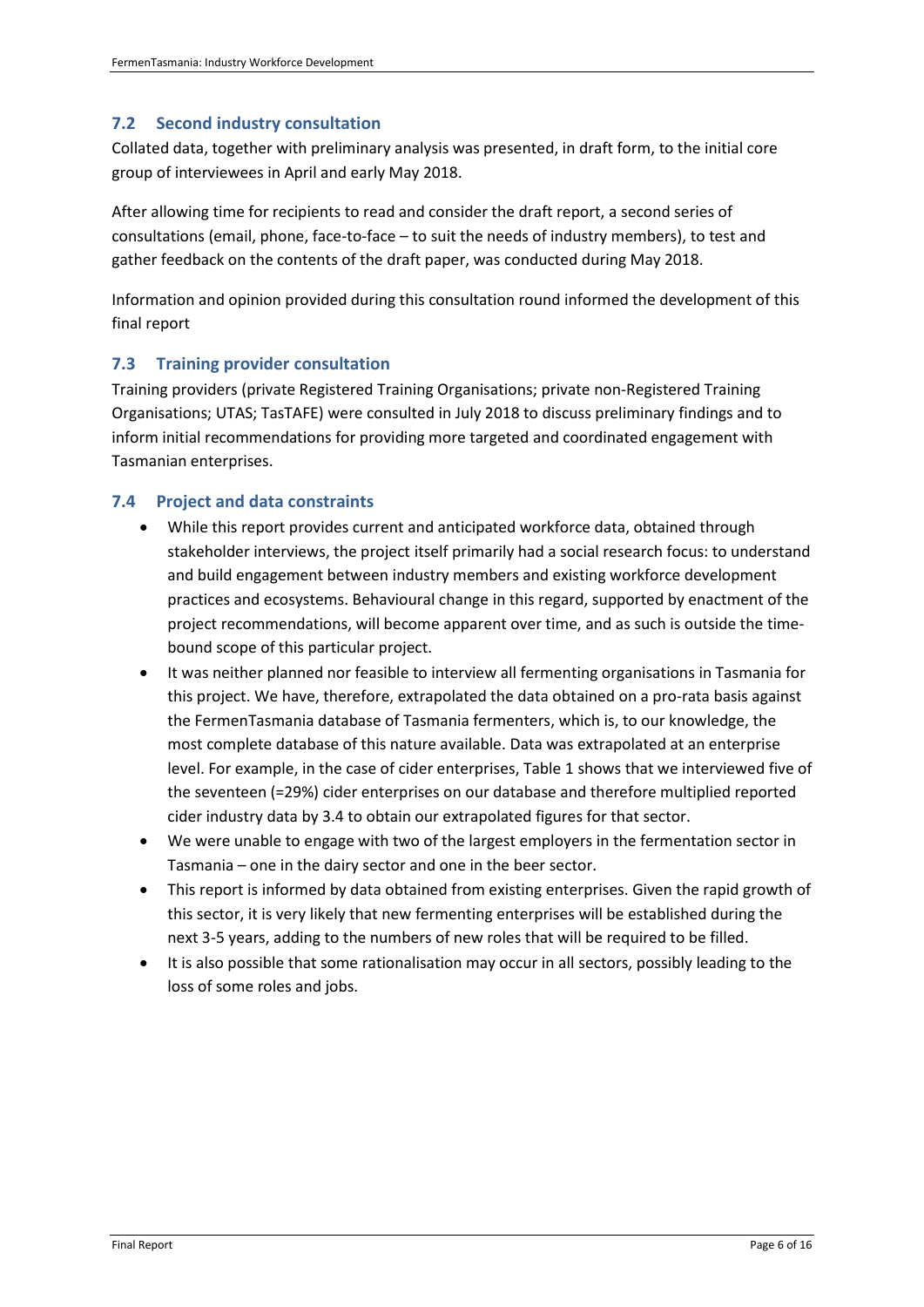## 7.2 Second industry consultation

Collated data, together with preliminary analysis was presented, in draft form, to the initial core group of interviewees in April and early May 2018.

After allowing time for recipients to read and consider the draft report, a second series of consultations (email, phone, face-to-face – to suit the needs of industry members), to test and gather feedback on the contents of the draft paper, was conducted during May 2018.

Information and opinion provided during this consultation round informed the development of this final report

## 7.3 Training provider consultation

Training providers (private Registered Training Organisations; private non-Registered Training Organisations; UTAS; TasTAFE) were consulted in July 2018 to discuss preliminary findings and to inform initial recommendations for providing more targeted and coordinated engagement with Tasmanian enterprises.

## 7.4 Project and data constraints

- While this report provides current and anticipated workforce data, obtained through stakeholder interviews, the project itself primarily had a social research focus: to understand and build engagement between industry members and existing workforce development practices and ecosystems. Behavioural change in this regard, supported by enactment of the project recommendations, will become apparent over time, and as such is outside the time-bound scope of this particular project.
- It was neither planned nor feasible to interview all fermenting organisations in Tasmania for this project. We have, therefore, extrapolated the data obtained on a pro-rata basis against the FermenTasmania database of Tasmania fermenters, which is, to our knowledge, the most complete database of this nature available. Data was extrapolated at an enterprise level. For example, in the case of cider enterprises, Table 1 shows that we interviewed five of the seventeen (=29%) cider enterprises on our database and therefore multiplied reported cider industry data by 3.4 to obtain our extrapolated figures for that sector.
- We were unable to engage with two of the largest employers in the fermentation sector in Tasmania – one in the dairy sector and one in the beer sector.
- This report is informed by data obtained from existing enterprises. Given the rapid growth of this sector, it is very likely that new fermenting enterprises will be established during the next 3-5 years, adding to the numbers of new roles that will be required to be filled.
- It is also possible that some rationalisation may occur in all sectors, possibly leading to the loss of some roles and jobs.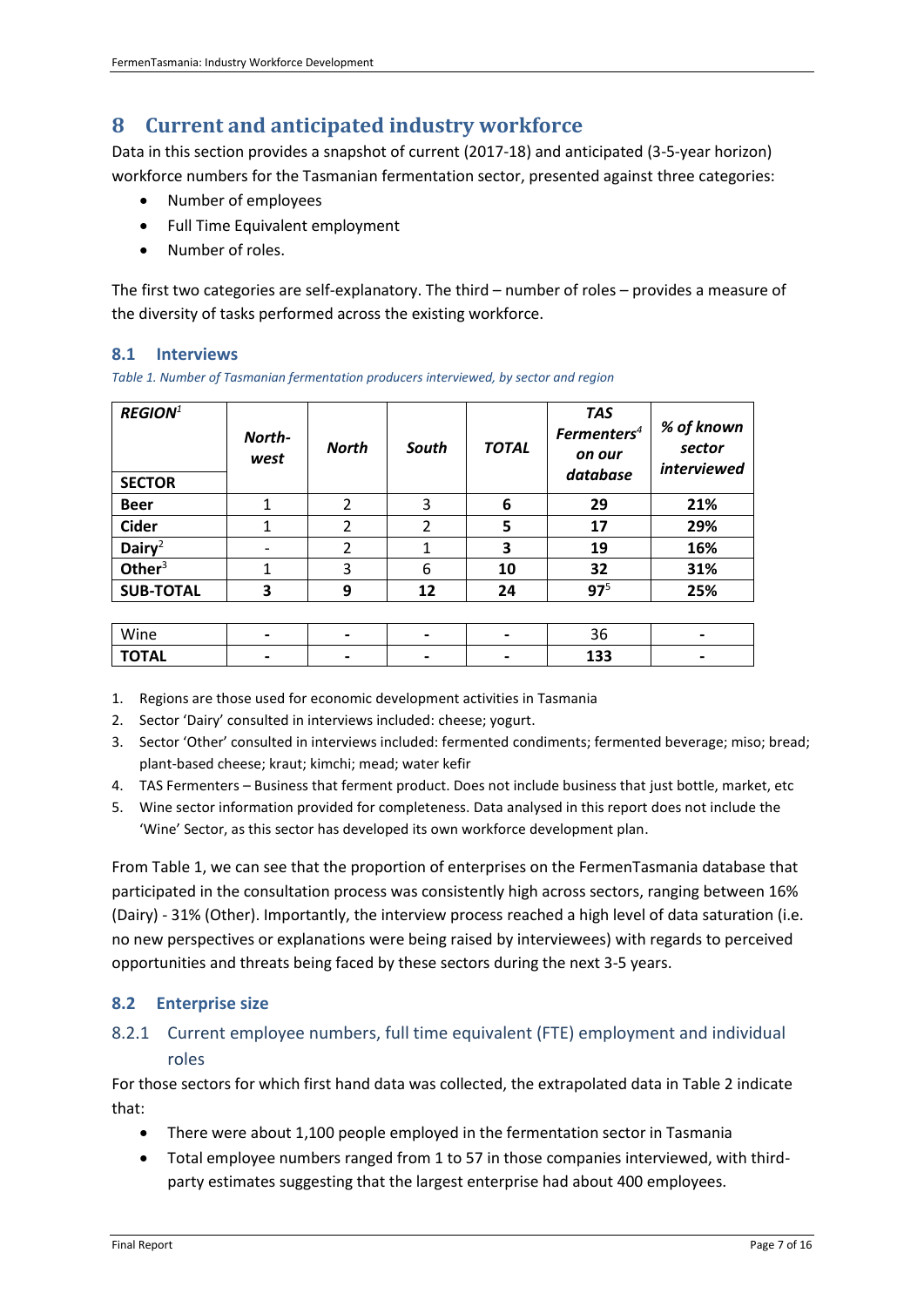# 8 Current and anticipated industry workforce

Data in this section provides a snapshot of current (2017-18) and anticipated (3-5-year horizon) workforce numbers for the Tasmanian fermentation sector, presented against three categories:

- Number of employees
- Full Time Equivalent employment
- Number of roles.

The first two categories are self-explanatory. The third – number of roles – provides a measure of the diversity of tasks performed across the existing workforce.

## 8.1 Interviews

*Table 1. Number of Tasmanian fermentation producers interviewed, by sector and region*

| ***REGION***[1] / **SECTOR** | ***North-west*** | ***North*** | ***South*** | ***TOTAL*** | ***TAS Fermenters***[4] ***on our database*** | ***% of known sector interviewed*** |
|---|---|---|---|---|---|---|
| **Beer** | 1 | 2 | 3 | **6** | **29** | **21%** |
| **Cider** | 1 | 2 | 2 | **5** | **17** | **29%** |
| **Dairy**[2] | - | 2 | 1 | **3** | **19** | **16%** |
| **Other**[3] | 1 | 3 | 6 | **10** | **32** | **31%** |
| **SUB-TOTAL** | **3** | **9** | **12** | **24** | **97**[5] | **25%** |
| Wine | - | - | - | - | 36 | - |
| **TOTAL** | - | - | - | - | **133** | - |

1. Regions are those used for economic development activities in Tasmania
2. Sector 'Dairy' consulted in interviews included: cheese; yogurt.
3. Sector 'Other' consulted in interviews included: fermented condiments; fermented beverage; miso; bread; plant-based cheese; kraut; kimchi; mead; water kefir
4. TAS Fermenters – Business that ferment product. Does not include business that just bottle, market, etc
5. Wine sector information provided for completeness. Data analysed in this report does not include the 'Wine' Sector, as this sector has developed its own workforce development plan.

From Table 1, we can see that the proportion of enterprises on the FermenTasmania database that participated in the consultation process was consistently high across sectors, ranging between 16% (Dairy) - 31% (Other). Importantly, the interview process reached a high level of data saturation (i.e. no new perspectives or explanations were being raised by interviewees) with regards to perceived opportunities and threats being faced by these sectors during the next 3-5 years.

## 8.2 Enterprise size

### 8.2.1 Current employee numbers, full time equivalent (FTE) employment and individual roles

For those sectors for which first hand data was collected, the extrapolated data in Table 2 indicate that:

- There were about 1,100 people employed in the fermentation sector in Tasmania
- Total employee numbers ranged from 1 to 57 in those companies interviewed, with third-party estimates suggesting that the largest enterprise had about 400 employees.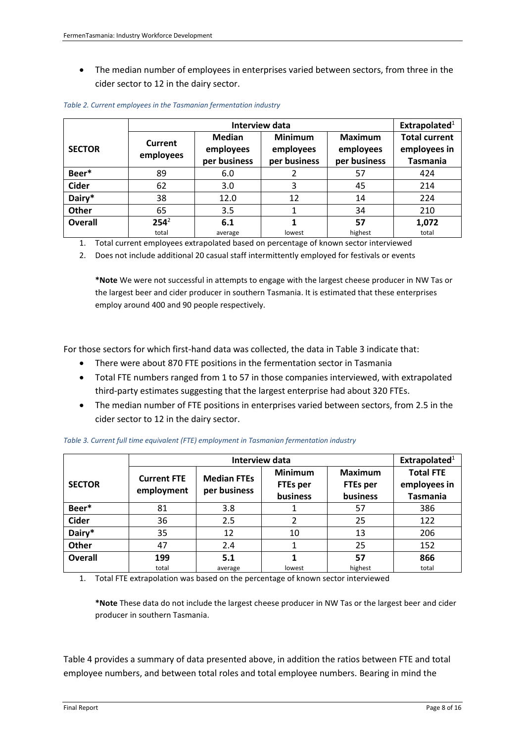- The median number of employees in enterprises varied between sectors, from three in the cider sector to 12 in the dairy sector.

*Table 2. Current employees in the Tasmanian fermentation industry*

| SECTOR | Interview data | | | | Extrapolated[1] |
|---|---|---|---|---|---|
| | Current employees | Median employees per business | Minimum employees per business | Maximum employees per business | Total current employees in Tasmania |
| **Beer*** | 89 | 6.0 | 2 | 57 | 424 |
| **Cider** | 62 | 3.0 | 3 | 45 | 214 |
| **Dairy*** | 38 | 12.0 | 12 | 14 | 224 |
| **Other** | 65 | 3.5 | 1 | 34 | 210 |
| **Overall** | **254**[2] total | **6.1** average | **1** lowest | **57** highest | **1,072** total |

1. Total current employees extrapolated based on percentage of known sector interviewed
2. Does not include additional 20 casual staff intermittently employed for festivals or events

**\*Note** We were not successful in attempts to engage with the largest cheese producer in NW Tas or the largest beer and cider producer in southern Tasmania. It is estimated that these enterprises employ around 400 and 90 people respectively.

For those sectors for which first-hand data was collected, the data in Table 3 indicate that:

- There were about 870 FTE positions in the fermentation sector in Tasmania
- Total FTE numbers ranged from 1 to 57 in those companies interviewed, with extrapolated third-party estimates suggesting that the largest enterprise had about 320 FTEs.
- The median number of FTE positions in enterprises varied between sectors, from 2.5 in the cider sector to 12 in the dairy sector.

*Table 3. Current full time equivalent (FTE) employment in Tasmanian fermentation industry*

| SECTOR | Interview data | | | | Extrapolated[1] |
|---|---|---|---|---|---|
| | Current FTE employment | Median FTEs per business | Minimum FTEs per business | Maximum FTEs per business | Total FTE employees in Tasmania |
| **Beer*** | 81 | 3.8 | 1 | 57 | 386 |
| **Cider** | 36 | 2.5 | 2 | 25 | 122 |
| **Dairy*** | 35 | 12 | 10 | 13 | 206 |
| **Other** | 47 | 2.4 | 1 | 25 | 152 |
| **Overall** | **199** total | **5.1** average | **1** lowest | **57** highest | **866** total |

1. Total FTE extrapolation was based on the percentage of known sector interviewed

**\*Note** These data do not include the largest cheese producer in NW Tas or the largest beer and cider producer in southern Tasmania.

Table 4 provides a summary of data presented above, in addition the ratios between FTE and total employee numbers, and between total roles and total employee numbers. Bearing in mind the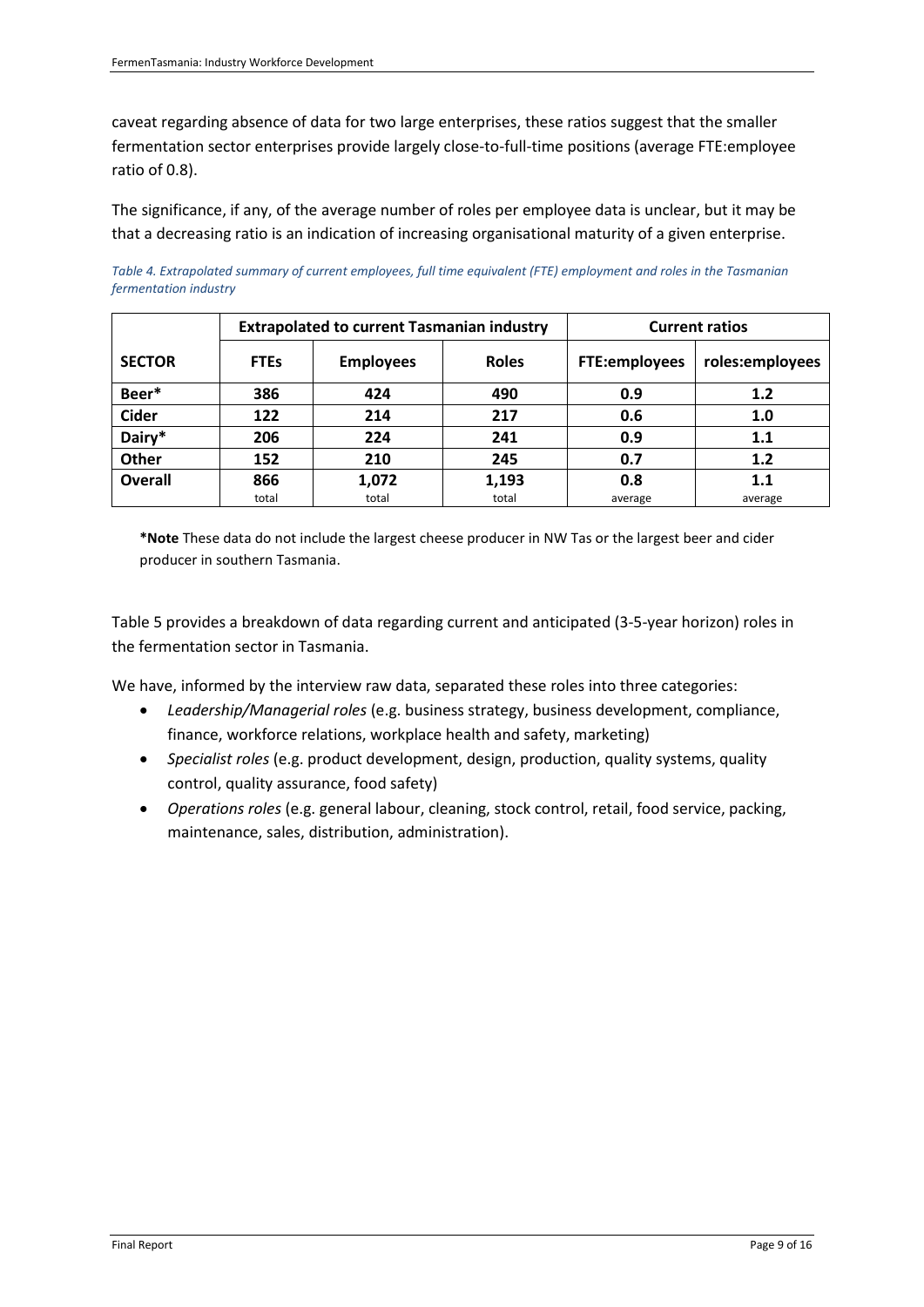caveat regarding absence of data for two large enterprises, these ratios suggest that the smaller fermentation sector enterprises provide largely close-to-full-time positions (average FTE:employee ratio of 0.8).

The significance, if any, of the average number of roles per employee data is unclear, but it may be that a decreasing ratio is an indication of increasing organisational maturity of a given enterprise.

*Table 4. Extrapolated summary of current employees, full time equivalent (FTE) employment and roles in the Tasmanian fermentation industry*

| | Extrapolated to current Tasmanian industry | | | Current ratios | |
|---|---|---|---|---|---|
| **SECTOR** | **FTEs** | **Employees** | **Roles** | **FTE:employees** | **roles:employees** |
| **Beer*** | **386** | **424** | **490** | **0.9** | **1.2** |
| **Cider** | **122** | **214** | **217** | **0.6** | **1.0** |
| **Dairy*** | **206** | **224** | **241** | **0.9** | **1.1** |
| **Other** | **152** | **210** | **245** | **0.7** | **1.2** |
| **Overall** | **866** total | **1,072** total | **1,193** total | **0.8** average | **1.1** average |

**\*Note** These data do not include the largest cheese producer in NW Tas or the largest beer and cider producer in southern Tasmania.

Table 5 provides a breakdown of data regarding current and anticipated (3-5-year horizon) roles in the fermentation sector in Tasmania.

We have, informed by the interview raw data, separated these roles into three categories:

- *Leadership/Managerial roles* (e.g. business strategy, business development, compliance, finance, workforce relations, workplace health and safety, marketing)
- *Specialist roles* (e.g. product development, design, production, quality systems, quality control, quality assurance, food safety)
- *Operations roles* (e.g. general labour, cleaning, stock control, retail, food service, packing, maintenance, sales, distribution, administration).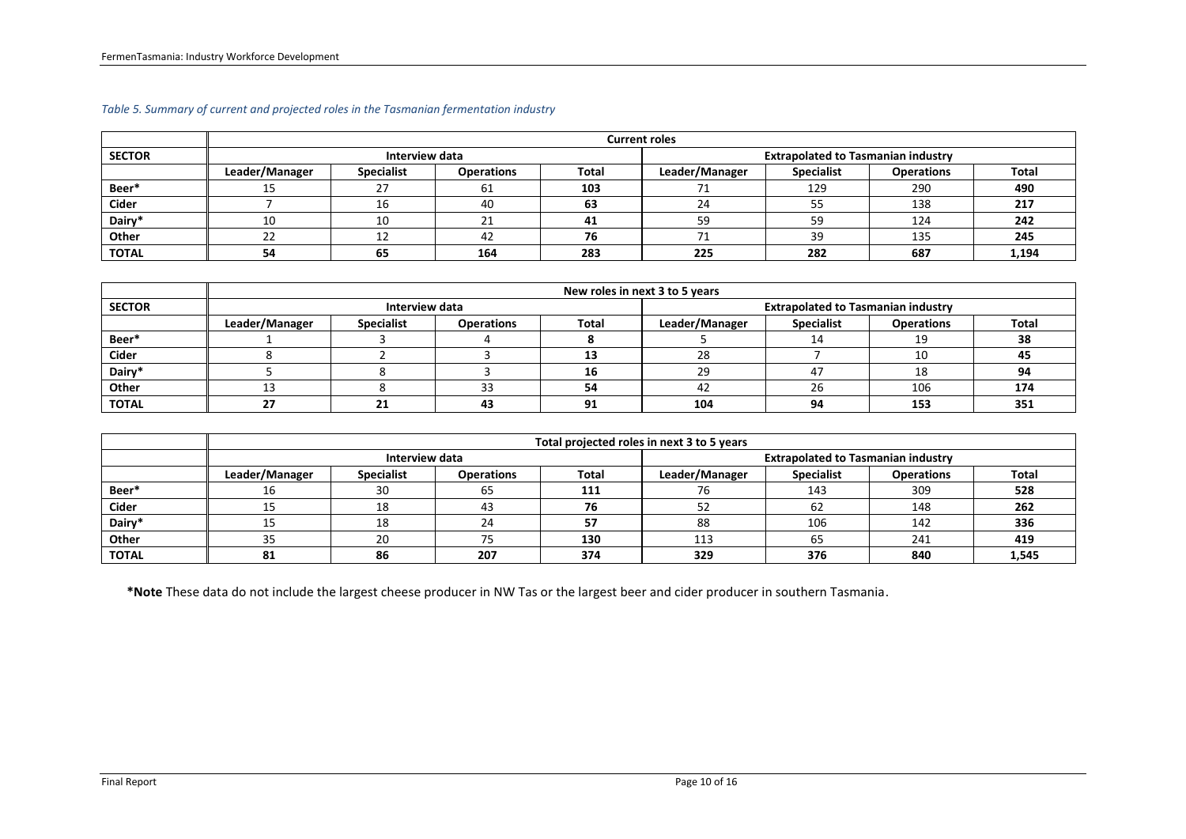*Table 5. Summary of current and projected roles in the Tasmanian fermentation industry*

| | Current roles | | | | | | | |
|---|---|---|---|---|---|---|---|---|
| **SECTOR** | **Interview data** | | | | **Extrapolated to Tasmanian industry** | | | |
| | **Leader/Manager** | **Specialist** | **Operations** | **Total** | **Leader/Manager** | **Specialist** | **Operations** | **Total** |
| **Beer*** | 15 | 27 | 61 | **103** | 71 | 129 | 290 | **490** |
| **Cider** | 7 | 16 | 40 | **63** | 24 | 55 | 138 | **217** |
| **Dairy*** | 10 | 10 | 21 | **41** | 59 | 59 | 124 | **242** |
| **Other** | 22 | 12 | 42 | **76** | 71 | 39 | 135 | **245** |
| **TOTAL** | **54** | **65** | **164** | **283** | **225** | **282** | **687** | **1,194** |

| | New roles in next 3 to 5 years | | | | | | | |
|---|---|---|---|---|---|---|---|---|
| **SECTOR** | **Interview data** | | | | **Extrapolated to Tasmanian industry** | | | |
| | **Leader/Manager** | **Specialist** | **Operations** | **Total** | **Leader/Manager** | **Specialist** | **Operations** | **Total** |
| **Beer*** | 1 | 3 | 4 | **8** | 5 | 14 | 19 | **38** |
| **Cider** | 8 | 2 | 3 | **13** | 28 | 7 | 10 | **45** |
| **Dairy*** | 5 | 8 | 3 | **16** | 29 | 47 | 18 | **94** |
| **Other** | 13 | 8 | 33 | **54** | 42 | 26 | 106 | **174** |
| **TOTAL** | **27** | **21** | **43** | **91** | **104** | **94** | **153** | **351** |

| | Total projected roles in next 3 to 5 years | | | | | | | |
|---|---|---|---|---|---|---|---|---|
| | **Interview data** | | | | **Extrapolated to Tasmanian industry** | | | |
| | **Leader/Manager** | **Specialist** | **Operations** | **Total** | **Leader/Manager** | **Specialist** | **Operations** | **Total** |
| **Beer*** | 16 | 30 | 65 | **111** | 76 | 143 | 309 | **528** |
| **Cider** | 15 | 18 | 43 | **76** | 52 | 62 | 148 | **262** |
| **Dairy*** | 15 | 18 | 24 | **57** | 88 | 106 | 142 | **336** |
| **Other** | 35 | 20 | 75 | **130** | 113 | 65 | 241 | **419** |
| **TOTAL** | **81** | **86** | **207** | **374** | **329** | **376** | **840** | **1,545** |

***Note** These data do not include the largest cheese producer in NW Tas or the largest beer and cider producer in southern Tasmania.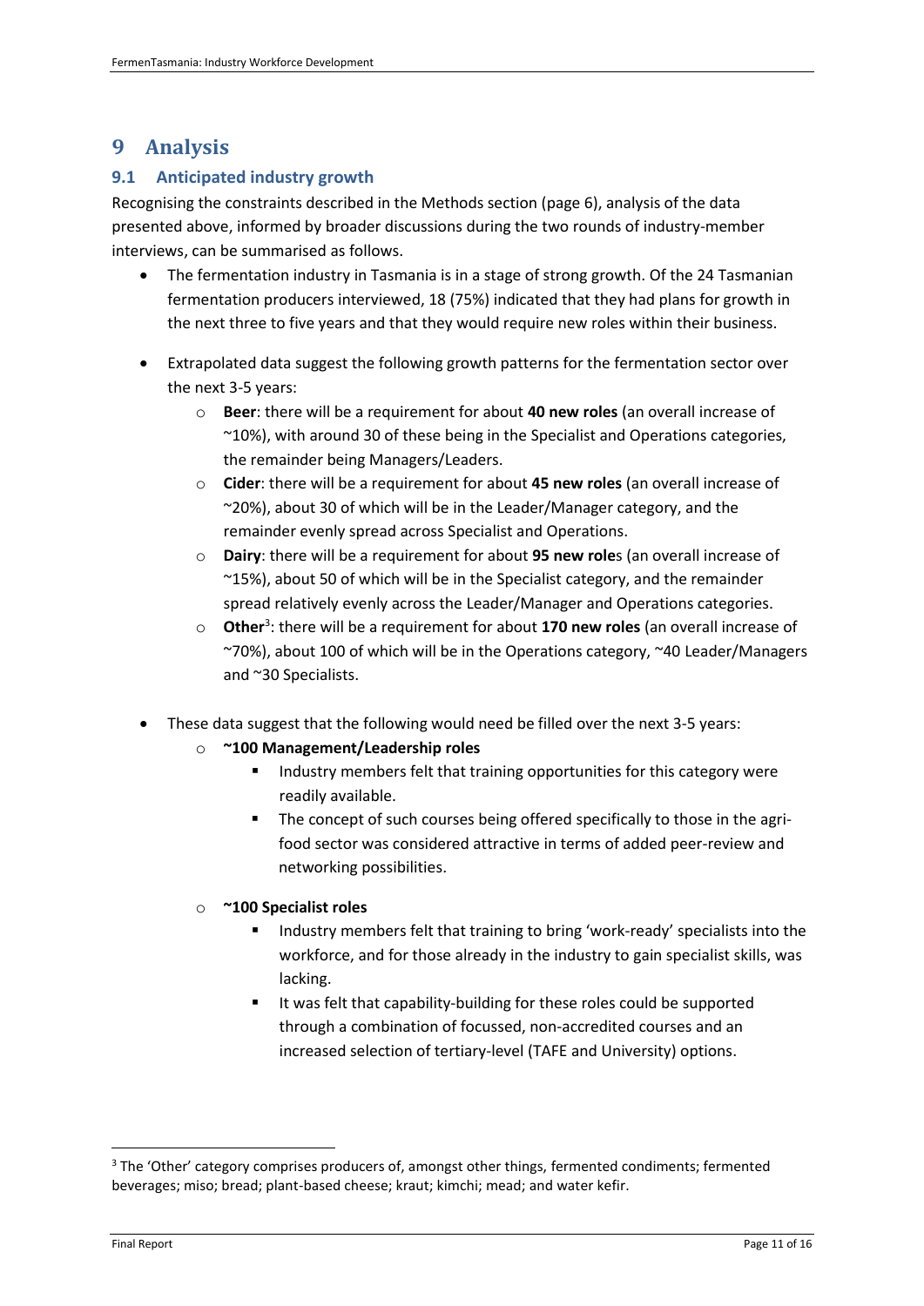# 9 Analysis

## 9.1 Anticipated industry growth

Recognising the constraints described in the Methods section (page 6), analysis of the data presented above, informed by broader discussions during the two rounds of industry-member interviews, can be summarised as follows.

- The fermentation industry in Tasmania is in a stage of strong growth. Of the 24 Tasmanian fermentation producers interviewed, 18 (75%) indicated that they had plans for growth in the next three to five years and that they would require new roles within their business.
- Extrapolated data suggest the following growth patterns for the fermentation sector over the next 3-5 years:
  - **Beer**: there will be a requirement for about **40 new roles** (an overall increase of ~10%), with around 30 of these being in the Specialist and Operations categories, the remainder being Managers/Leaders.
  - **Cider**: there will be a requirement for about **45 new roles** (an overall increase of ~20%), about 30 of which will be in the Leader/Manager category, and the remainder evenly spread across Specialist and Operations.
  - **Dairy**: there will be a requirement for about **95 new role**s (an overall increase of ~15%), about 50 of which will be in the Specialist category, and the remainder spread relatively evenly across the Leader/Manager and Operations categories.
  - **Other**[3]: there will be a requirement for about **170 new roles** (an overall increase of ~70%), about 100 of which will be in the Operations category, ~40 Leader/Managers and ~30 Specialists.
- These data suggest that the following would need be filled over the next 3-5 years:
  - **~100 Management/Leadership roles**
    - Industry members felt that training opportunities for this category were readily available.
    - The concept of such courses being offered specifically to those in the agri-food sector was considered attractive in terms of added peer-review and networking possibilities.
  - **~100 Specialist roles**
    - Industry members felt that training to bring 'work-ready' specialists into the workforce, and for those already in the industry to gain specialist skills, was lacking.
    - It was felt that capability-building for these roles could be supported through a combination of focussed, non-accredited courses and an increased selection of tertiary-level (TAFE and University) options.

[3] The 'Other' category comprises producers of, amongst other things, fermented condiments; fermented beverages; miso; bread; plant-based cheese; kraut; kimchi; mead; and water kefir.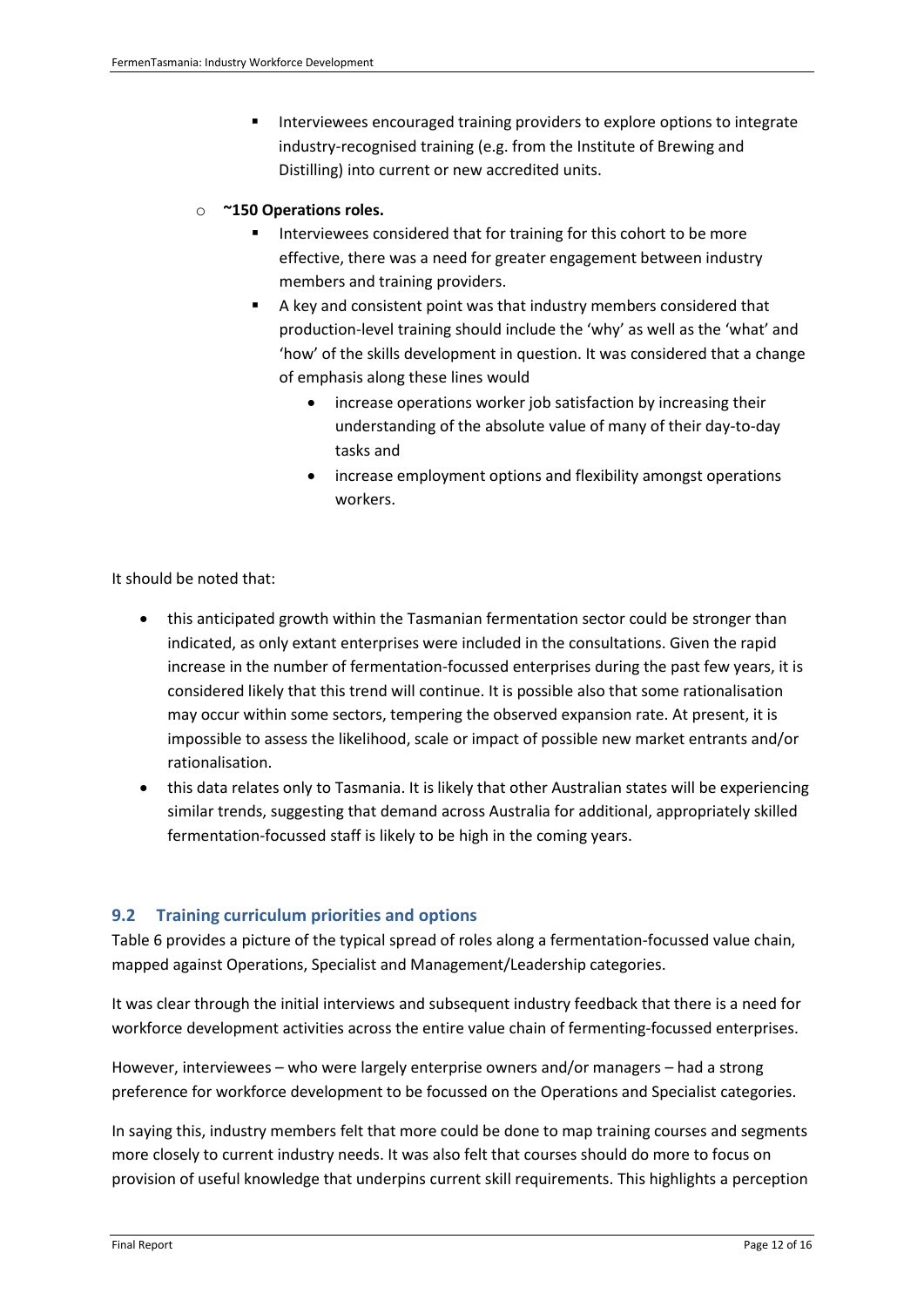- Interviewees encouraged training providers to explore options to integrate industry-recognised training (e.g. from the Institute of Brewing and Distilling) into current or new accredited units.

    - **~150 Operations roles.**
        - Interviewees considered that for training for this cohort to be more effective, there was a need for greater engagement between industry members and training providers.
        - A key and consistent point was that industry members considered that production-level training should include the 'why' as well as the 'what' and 'how' of the skills development in question. It was considered that a change of emphasis along these lines would
            - increase operations worker job satisfaction by increasing their understanding of the absolute value of many of their day-to-day tasks and
            - increase employment options and flexibility amongst operations workers.

It should be noted that:

- this anticipated growth within the Tasmanian fermentation sector could be stronger than indicated, as only extant enterprises were included in the consultations. Given the rapid increase in the number of fermentation-focussed enterprises during the past few years, it is considered likely that this trend will continue. It is possible also that some rationalisation may occur within some sectors, tempering the observed expansion rate. At present, it is impossible to assess the likelihood, scale or impact of possible new market entrants and/or rationalisation.
- this data relates only to Tasmania. It is likely that other Australian states will be experiencing similar trends, suggesting that demand across Australia for additional, appropriately skilled fermentation-focussed staff is likely to be high in the coming years.

## 9.2 Training curriculum priorities and options

Table 6 provides a picture of the typical spread of roles along a fermentation-focussed value chain, mapped against Operations, Specialist and Management/Leadership categories.

It was clear through the initial interviews and subsequent industry feedback that there is a need for workforce development activities across the entire value chain of fermenting-focussed enterprises.

However, interviewees – who were largely enterprise owners and/or managers – had a strong preference for workforce development to be focussed on the Operations and Specialist categories.

In saying this, industry members felt that more could be done to map training courses and segments more closely to current industry needs. It was also felt that courses should do more to focus on provision of useful knowledge that underpins current skill requirements. This highlights a perception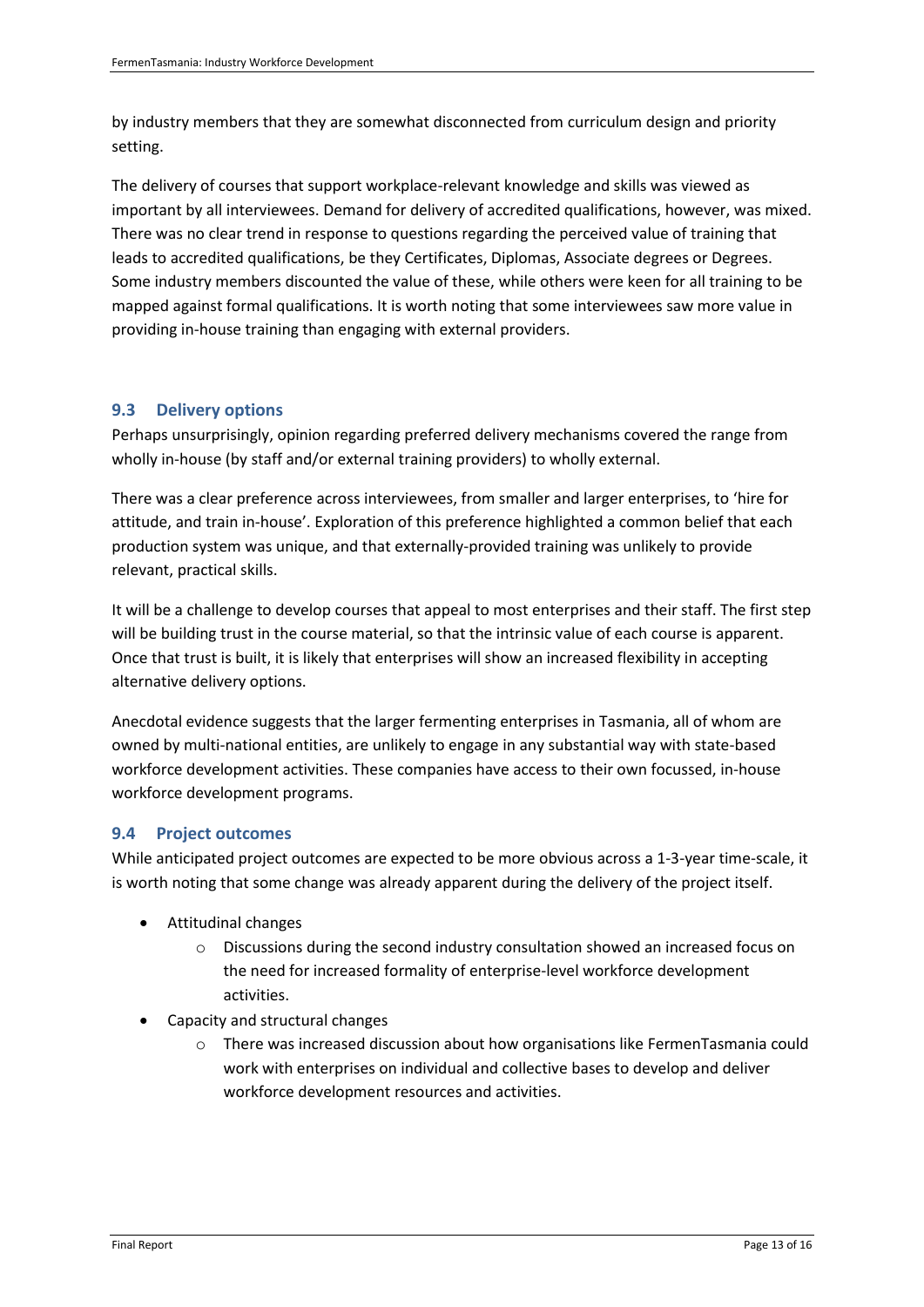by industry members that they are somewhat disconnected from curriculum design and priority setting.

The delivery of courses that support workplace-relevant knowledge and skills was viewed as important by all interviewees. Demand for delivery of accredited qualifications, however, was mixed. There was no clear trend in response to questions regarding the perceived value of training that leads to accredited qualifications, be they Certificates, Diplomas, Associate degrees or Degrees. Some industry members discounted the value of these, while others were keen for all training to be mapped against formal qualifications. It is worth noting that some interviewees saw more value in providing in-house training than engaging with external providers.

## 9.3 Delivery options

Perhaps unsurprisingly, opinion regarding preferred delivery mechanisms covered the range from wholly in-house (by staff and/or external training providers) to wholly external.

There was a clear preference across interviewees, from smaller and larger enterprises, to 'hire for attitude, and train in-house'. Exploration of this preference highlighted a common belief that each production system was unique, and that externally-provided training was unlikely to provide relevant, practical skills.

It will be a challenge to develop courses that appeal to most enterprises and their staff. The first step will be building trust in the course material, so that the intrinsic value of each course is apparent. Once that trust is built, it is likely that enterprises will show an increased flexibility in accepting alternative delivery options.

Anecdotal evidence suggests that the larger fermenting enterprises in Tasmania, all of whom are owned by multi-national entities, are unlikely to engage in any substantial way with state-based workforce development activities. These companies have access to their own focussed, in-house workforce development programs.

## 9.4 Project outcomes

While anticipated project outcomes are expected to be more obvious across a 1-3-year time-scale, it is worth noting that some change was already apparent during the delivery of the project itself.

- Attitudinal changes
  - Discussions during the second industry consultation showed an increased focus on the need for increased formality of enterprise-level workforce development activities.
- Capacity and structural changes
  - There was increased discussion about how organisations like FermenTasmania could work with enterprises on individual and collective bases to develop and deliver workforce development resources and activities.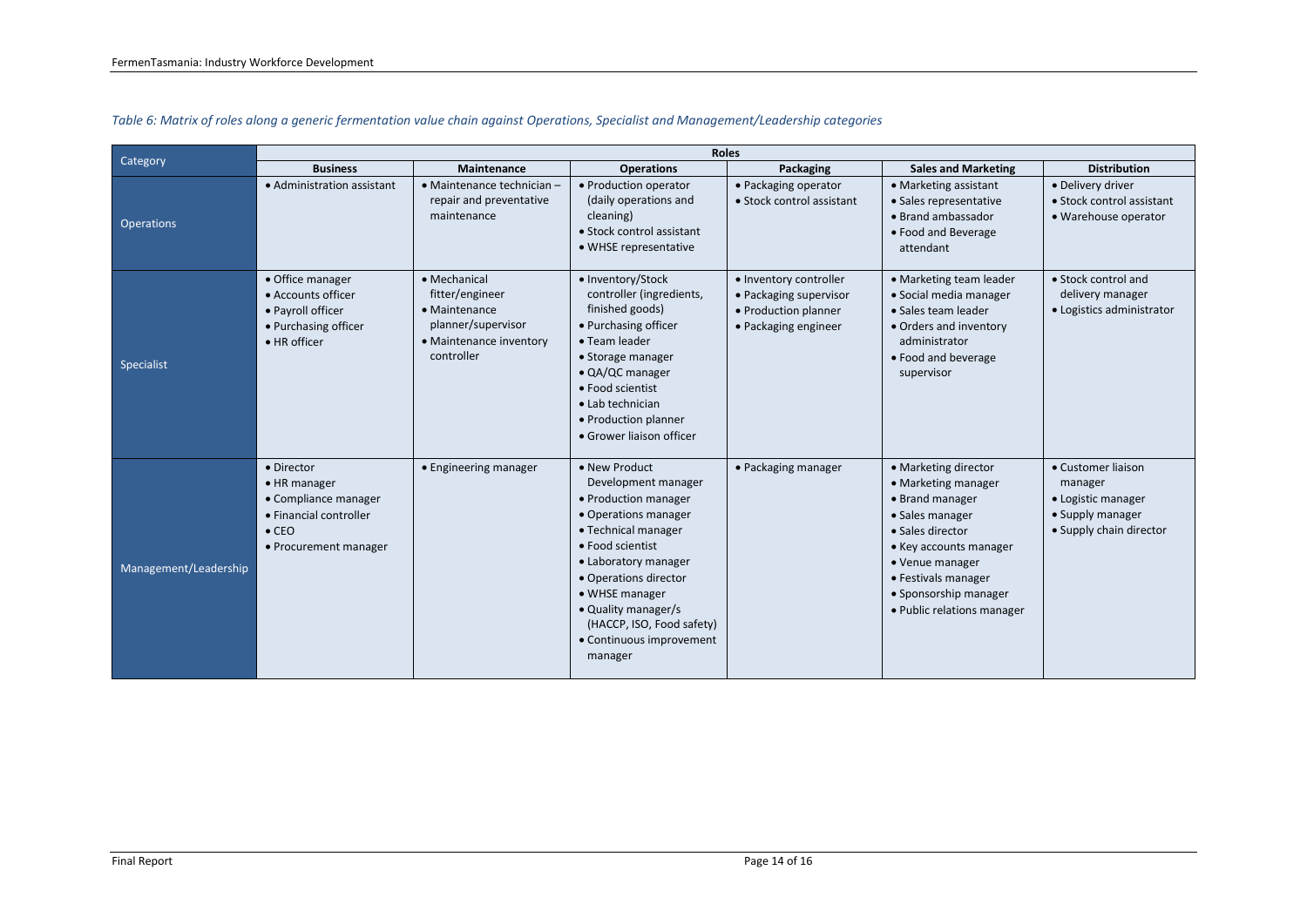*Table 6: Matrix of roles along a generic fermentation value chain against Operations, Specialist and Management/Leadership categories*

| Category | Roles | | | | | |
|---|---|---|---|---|---|---|
| | **Business** | **Maintenance** | **Operations** | **Packaging** | **Sales and Marketing** | **Distribution** |
| Operations | • Administration assistant | • Maintenance technician – repair and preventative maintenance | • Production operator (daily operations and cleaning)<br>• Stock control assistant<br>• WHSE representative | • Packaging operator<br>• Stock control assistant | • Marketing assistant<br>• Sales representative<br>• Brand ambassador<br>• Food and Beverage attendant | • Delivery driver<br>• Stock control assistant<br>• Warehouse operator |
| Specialist | • Office manager<br>• Accounts officer<br>• Payroll officer<br>• Purchasing officer<br>• HR officer | • Mechanical fitter/engineer<br>• Maintenance planner/supervisor<br>• Maintenance inventory controller | • Inventory/Stock controller (ingredients, finished goods)<br>• Purchasing officer<br>• Team leader<br>• Storage manager<br>• QA/QC manager<br>• Food scientist<br>• Lab technician<br>• Production planner<br>• Grower liaison officer | • Inventory controller<br>• Packaging supervisor<br>• Production planner<br>• Packaging engineer | • Marketing team leader<br>• Social media manager<br>• Sales team leader<br>• Orders and inventory administrator<br>• Food and beverage supervisor | • Stock control and delivery manager<br>• Logistics administrator |
| Management/Leadership | • Director<br>• HR manager<br>• Compliance manager<br>• Financial controller<br>• CEO<br>• Procurement manager | • Engineering manager | • New Product Development manager<br>• Production manager<br>• Operations manager<br>• Technical manager<br>• Food scientist<br>• Laboratory manager<br>• Operations director<br>• WHSE manager<br>• Quality manager/s (HACCP, ISO, Food safety)<br>• Continuous improvement manager | • Packaging manager | • Marketing director<br>• Marketing manager<br>• Brand manager<br>• Sales manager<br>• Sales director<br>• Key accounts manager<br>• Venue manager<br>• Festivals manager<br>• Sponsorship manager<br>• Public relations manager | • Customer liaison manager<br>• Logistic manager<br>• Supply manager<br>• Supply chain director |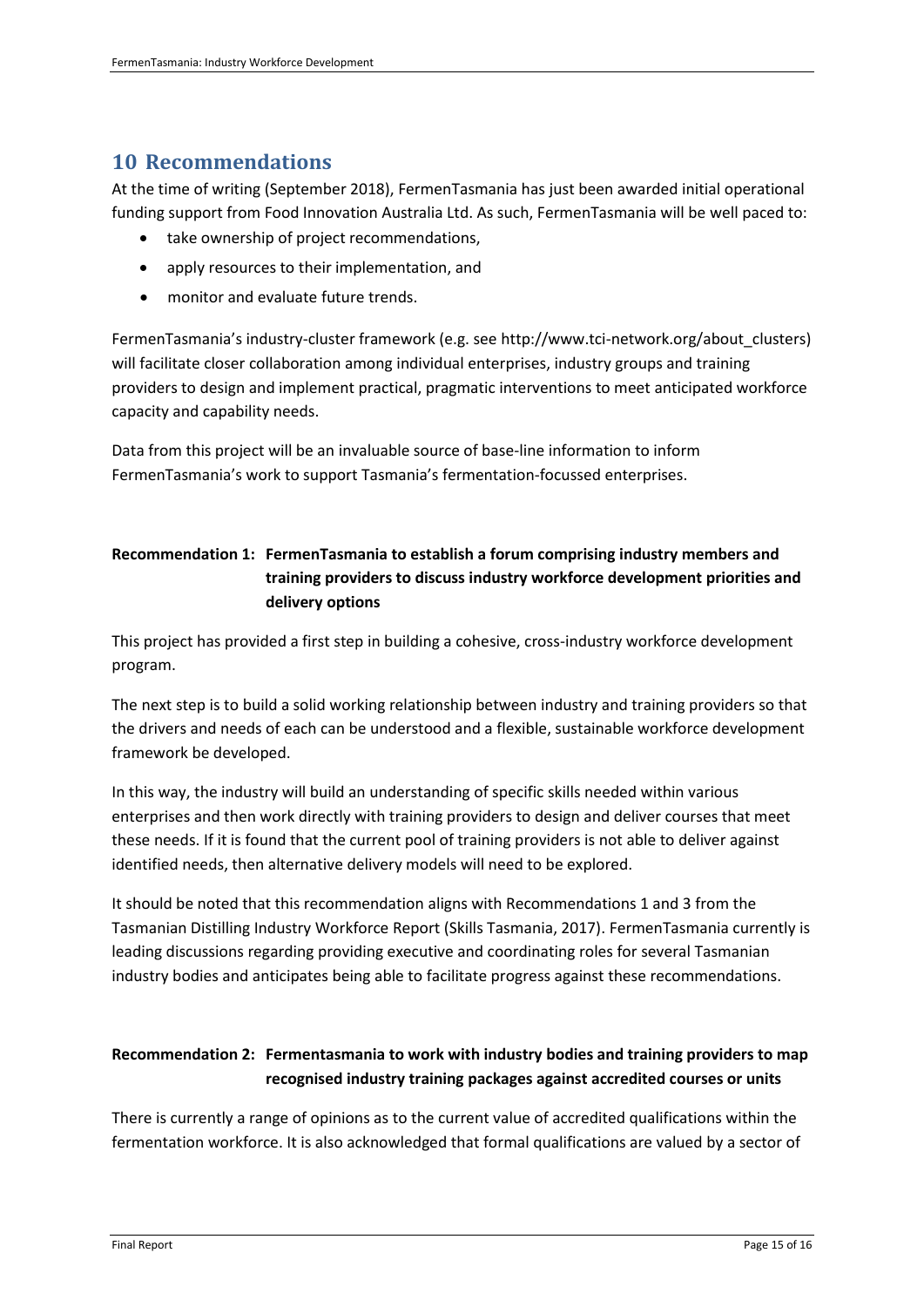# 10 Recommendations

At the time of writing (September 2018), FermenTasmania has just been awarded initial operational funding support from Food Innovation Australia Ltd. As such, FermenTasmania will be well paced to:

- take ownership of project recommendations,
- apply resources to their implementation, and
- monitor and evaluate future trends.

FermenTasmania's industry-cluster framework (e.g. see http://www.tci-network.org/about_clusters) will facilitate closer collaboration among individual enterprises, industry groups and training providers to design and implement practical, pragmatic interventions to meet anticipated workforce capacity and capability needs.

Data from this project will be an invaluable source of base-line information to inform FermenTasmania's work to support Tasmania's fermentation-focussed enterprises.

**Recommendation 1: FermenTasmania to establish a forum comprising industry members and training providers to discuss industry workforce development priorities and delivery options**

This project has provided a first step in building a cohesive, cross-industry workforce development program.

The next step is to build a solid working relationship between industry and training providers so that the drivers and needs of each can be understood and a flexible, sustainable workforce development framework be developed.

In this way, the industry will build an understanding of specific skills needed within various enterprises and then work directly with training providers to design and deliver courses that meet these needs. If it is found that the current pool of training providers is not able to deliver against identified needs, then alternative delivery models will need to be explored.

It should be noted that this recommendation aligns with Recommendations 1 and 3 from the Tasmanian Distilling Industry Workforce Report (Skills Tasmania, 2017). FermenTasmania currently is leading discussions regarding providing executive and coordinating roles for several Tasmanian industry bodies and anticipates being able to facilitate progress against these recommendations.

**Recommendation 2: Fermentasmania to work with industry bodies and training providers to map recognised industry training packages against accredited courses or units**

There is currently a range of opinions as to the current value of accredited qualifications within the fermentation workforce. It is also acknowledged that formal qualifications are valued by a sector of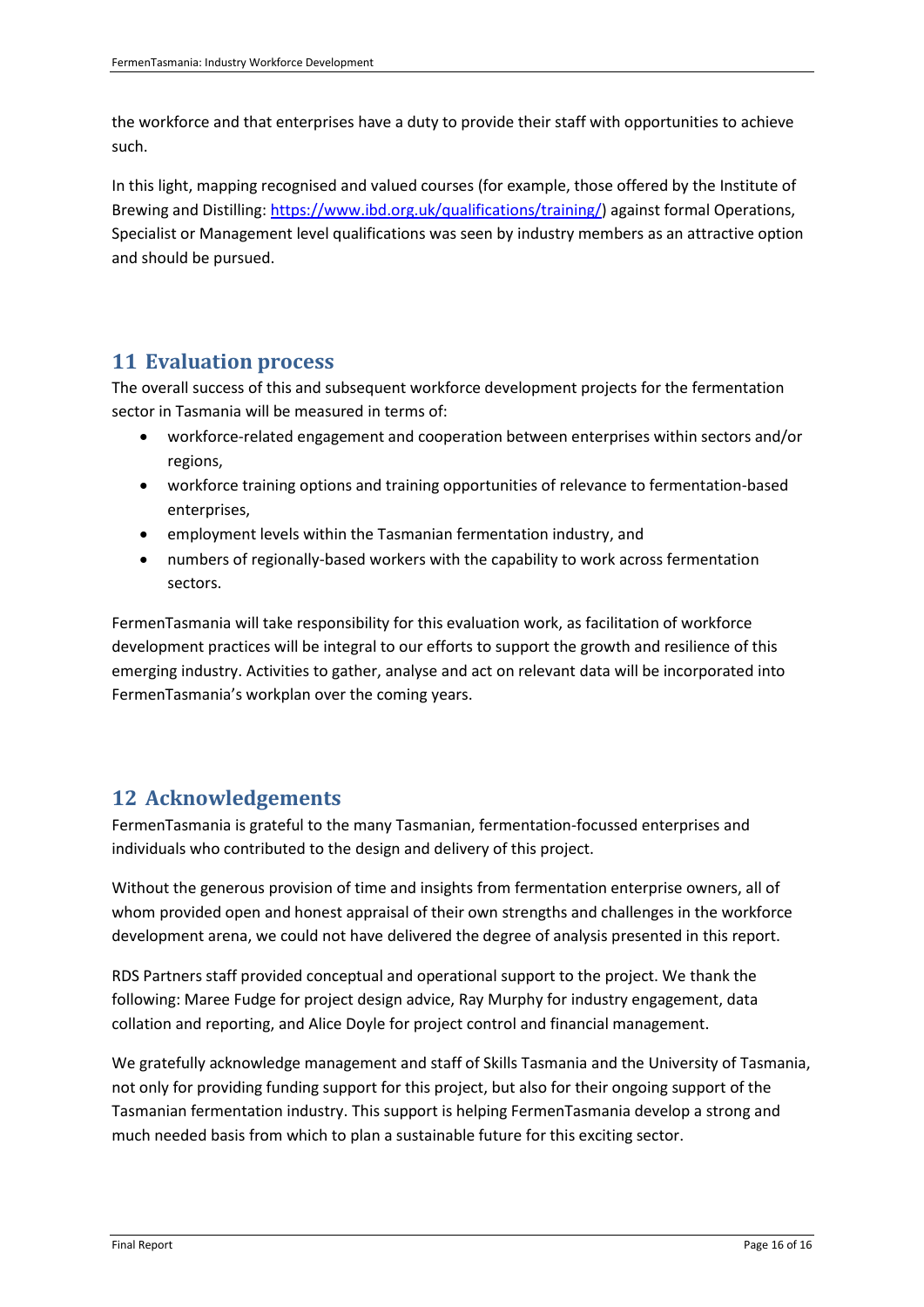the workforce and that enterprises have a duty to provide their staff with opportunities to achieve such.

In this light, mapping recognised and valued courses (for example, those offered by the Institute of Brewing and Distilling: https://www.ibd.org.uk/qualifications/training/) against formal Operations, Specialist or Management level qualifications was seen by industry members as an attractive option and should be pursued.

## 11 Evaluation process

The overall success of this and subsequent workforce development projects for the fermentation sector in Tasmania will be measured in terms of:

- workforce-related engagement and cooperation between enterprises within sectors and/or regions,
- workforce training options and training opportunities of relevance to fermentation-based enterprises,
- employment levels within the Tasmanian fermentation industry, and
- numbers of regionally-based workers with the capability to work across fermentation sectors.

FermenTasmania will take responsibility for this evaluation work, as facilitation of workforce development practices will be integral to our efforts to support the growth and resilience of this emerging industry. Activities to gather, analyse and act on relevant data will be incorporated into FermenTasmania's workplan over the coming years.

## 12 Acknowledgements

FermenTasmania is grateful to the many Tasmanian, fermentation-focussed enterprises and individuals who contributed to the design and delivery of this project.

Without the generous provision of time and insights from fermentation enterprise owners, all of whom provided open and honest appraisal of their own strengths and challenges in the workforce development arena, we could not have delivered the degree of analysis presented in this report.

RDS Partners staff provided conceptual and operational support to the project. We thank the following: Maree Fudge for project design advice, Ray Murphy for industry engagement, data collation and reporting, and Alice Doyle for project control and financial management.

We gratefully acknowledge management and staff of Skills Tasmania and the University of Tasmania, not only for providing funding support for this project, but also for their ongoing support of the Tasmanian fermentation industry. This support is helping FermenTasmania develop a strong and much needed basis from which to plan a sustainable future for this exciting sector.